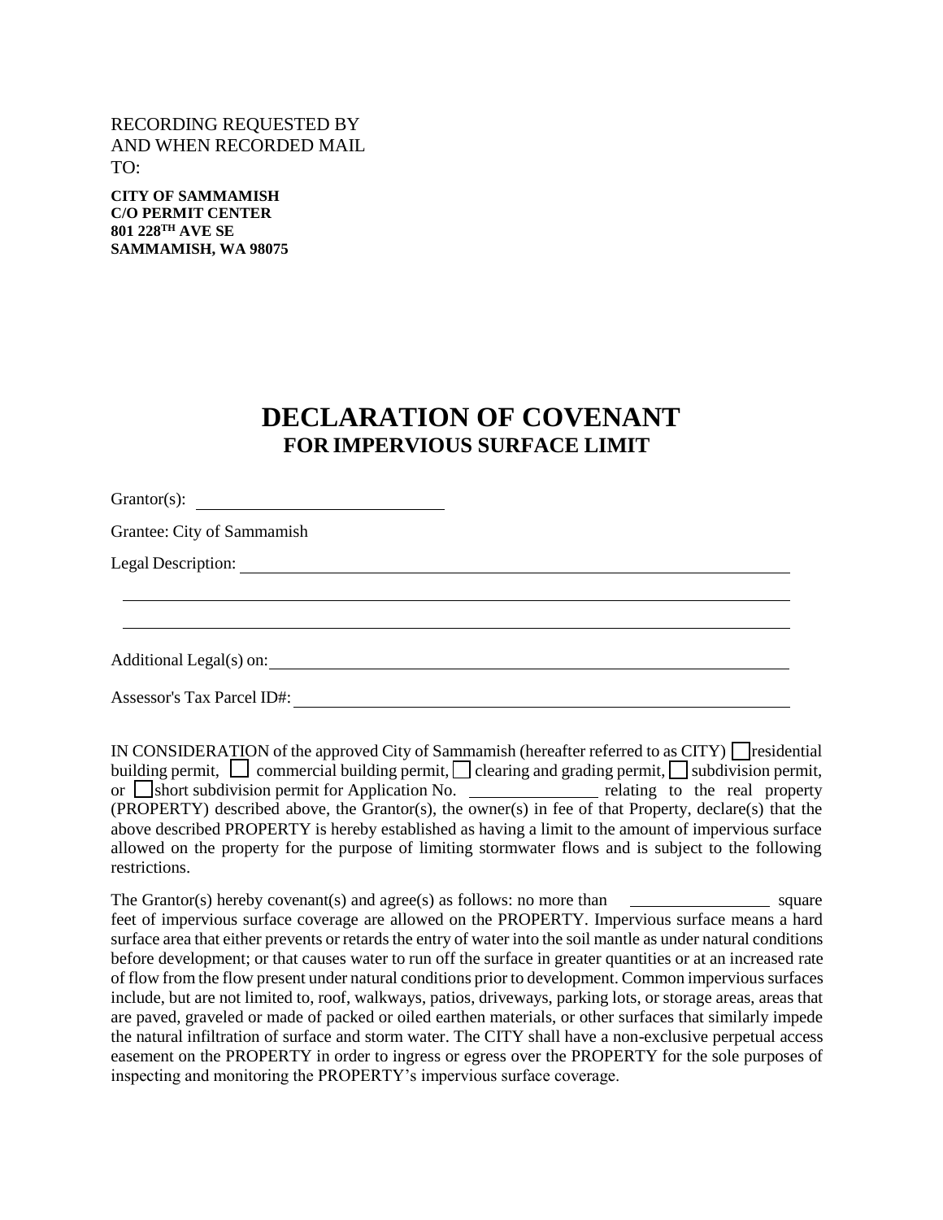RECORDING REQUESTED BY
AND WHEN RECORDED MAIL
TO:

**CITY OF SAMMAMISH**
**C/O PERMIT CENTER**
**801 228TH AVE SE**
**SAMMAMISH, WA 98075**

# DECLARATION OF COVENANT
## FOR IMPERVIOUS SURFACE LIMIT

Grantor(s): ______________________________

Grantee: City of Sammamish

Legal Description: ____________________________________________________________

____________________________________________________________

____________________________________________________________

Additional Legal(s) on: ____________________________________________________________

Assessor's Tax Parcel ID#: ____________________________________________________________

IN CONSIDERATION of the approved City of Sammamish (hereafter referred to as CITY) ☐ residential building permit, ☐ commercial building permit, ☐ clearing and grading permit, ☐ subdivision permit, or ☐ short subdivision permit for Application No. ________________ relating to the real property (PROPERTY) described above, the Grantor(s), the owner(s) in fee of that Property, declare(s) that the above described PROPERTY is hereby established as having a limit to the amount of impervious surface allowed on the property for the purpose of limiting stormwater flows and is subject to the following restrictions.

The Grantor(s) hereby covenant(s) and agree(s) as follows: no more than ________________ square feet of impervious surface coverage are allowed on the PROPERTY. Impervious surface means a hard surface area that either prevents or retards the entry of water into the soil mantle as under natural conditions before development; or that causes water to run off the surface in greater quantities or at an increased rate of flow from the flow present under natural conditions prior to development. Common impervious surfaces include, but are not limited to, roof, walkways, patios, driveways, parking lots, or storage areas, areas that are paved, graveled or made of packed or oiled earthen materials, or other surfaces that similarly impede the natural infiltration of surface and storm water. The CITY shall have a non-exclusive perpetual access easement on the PROPERTY in order to ingress or egress over the PROPERTY for the sole purposes of inspecting and monitoring the PROPERTY's impervious surface coverage.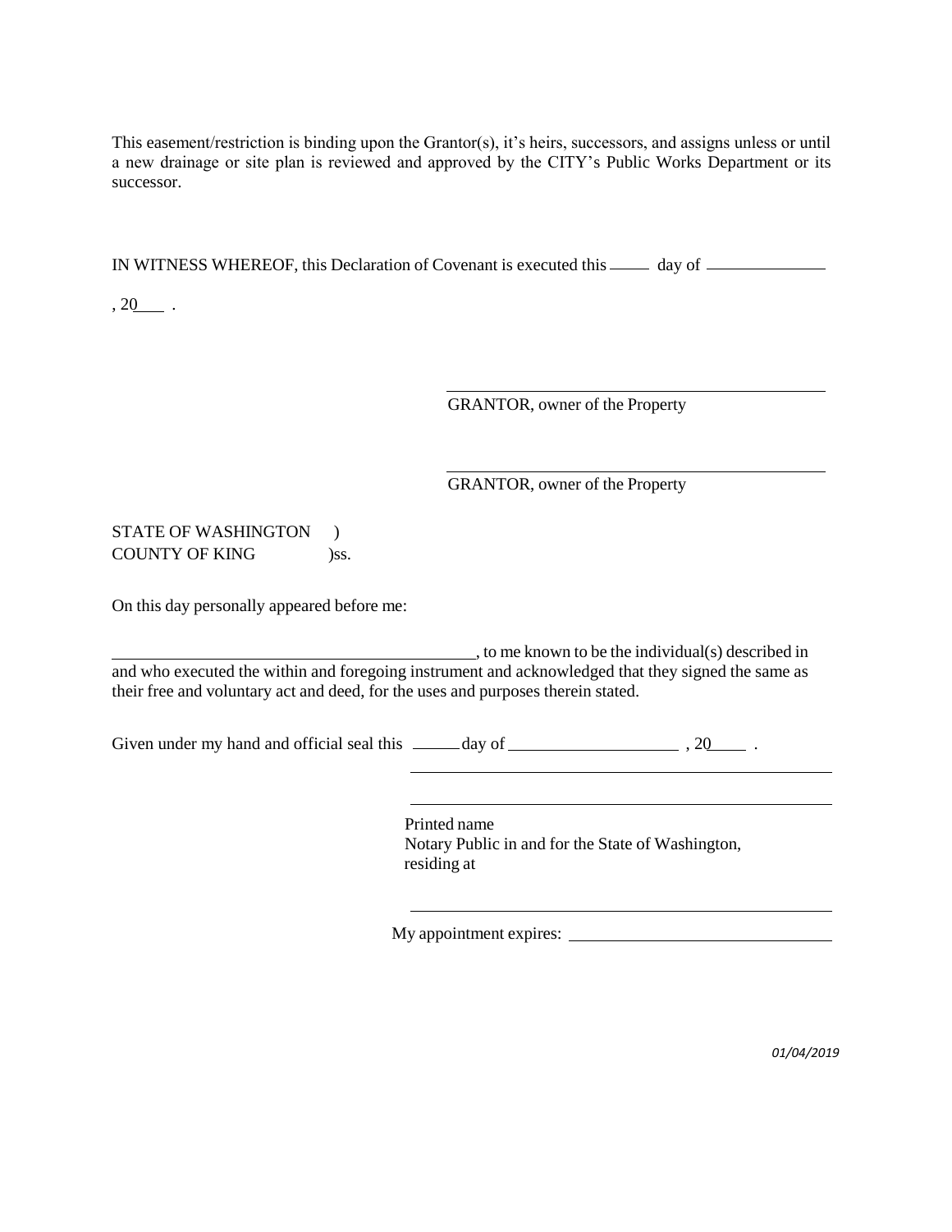This easement/restriction is binding upon the Grantor(s), it's heirs, successors, and assigns unless or until a new drainage or site plan is reviewed and approved by the CITY's Public Works Department or its successor.

IN WITNESS WHEREOF, this Declaration of Covenant is executed this ____ day of ____________

, 20___ .

_______________________________________
GRANTOR, owner of the Property

_______________________________________
GRANTOR, owner of the Property

STATE OF WASHINGTON )
COUNTY OF KING )ss.

On this day personally appeared before me:

_______________________________________, to me known to be the individual(s) described in and who executed the within and foregoing instrument and acknowledged that they signed the same as their free and voluntary act and deed, for the uses and purposes therein stated.

Given under my hand and official seal this _____ day of __________________ , 20____ .

_______________________________________

_______________________________________
Printed name
Notary Public in and for the State of Washington,
residing at

_______________________________________

My appointment expires: ___________________________

*01/04/2019*